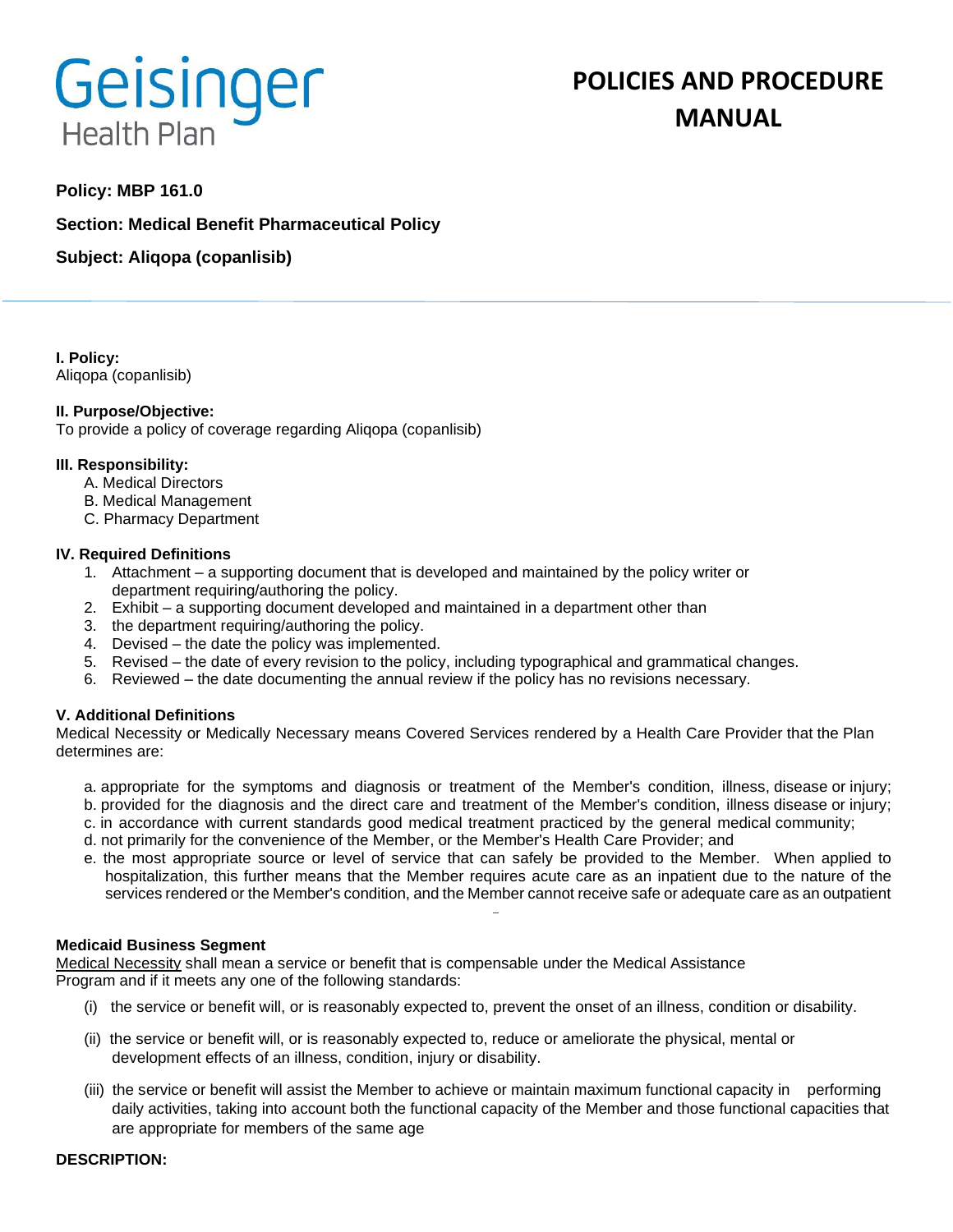Geisinger Health Plan

# POLICIES AND PROCEDURE MANUAL

**Policy: MBP 161.0**

**Section: Medical Benefit Pharmaceutical Policy**

**Subject: Aliqopa (copanlisib)**

**I. Policy:**
Aliqopa (copanlisib)

**II. Purpose/Objective:**
To provide a policy of coverage regarding Aliqopa (copanlisib)

**III. Responsibility:**

A. Medical Directors
B. Medical Management
C. Pharmacy Department

**IV. Required Definitions**

1. Attachment – a supporting document that is developed and maintained by the policy writer or department requiring/authoring the policy.
2. Exhibit – a supporting document developed and maintained in a department other than
3. the department requiring/authoring the policy.
4. Devised – the date the policy was implemented.
5. Revised – the date of every revision to the policy, including typographical and grammatical changes.
6. Reviewed – the date documenting the annual review if the policy has no revisions necessary.

**V. Additional Definitions**

Medical Necessity or Medically Necessary means Covered Services rendered by a Health Care Provider that the Plan determines are:

a. appropriate for the symptoms and diagnosis or treatment of the Member's condition, illness, disease or injury;
b. provided for the diagnosis and the direct care and treatment of the Member's condition, illness disease or injury;
c. in accordance with current standards good medical treatment practiced by the general medical community;
d. not primarily for the convenience of the Member, or the Member's Health Care Provider; and
e. the most appropriate source or level of service that can safely be provided to the Member. When applied to hospitalization, this further means that the Member requires acute care as an inpatient due to the nature of the services rendered or the Member's condition, and the Member cannot receive safe or adequate care as an outpatient

**Medicaid Business Segment**

Medical Necessity shall mean a service or benefit that is compensable under the Medical Assistance Program and if it meets any one of the following standards:

(i) the service or benefit will, or is reasonably expected to, prevent the onset of an illness, condition or disability.

(ii) the service or benefit will, or is reasonably expected to, reduce or ameliorate the physical, mental or development effects of an illness, condition, injury or disability.

(iii) the service or benefit will assist the Member to achieve or maintain maximum functional capacity in performing daily activities, taking into account both the functional capacity of the Member and those functional capacities that are appropriate for members of the same age

**DESCRIPTION:**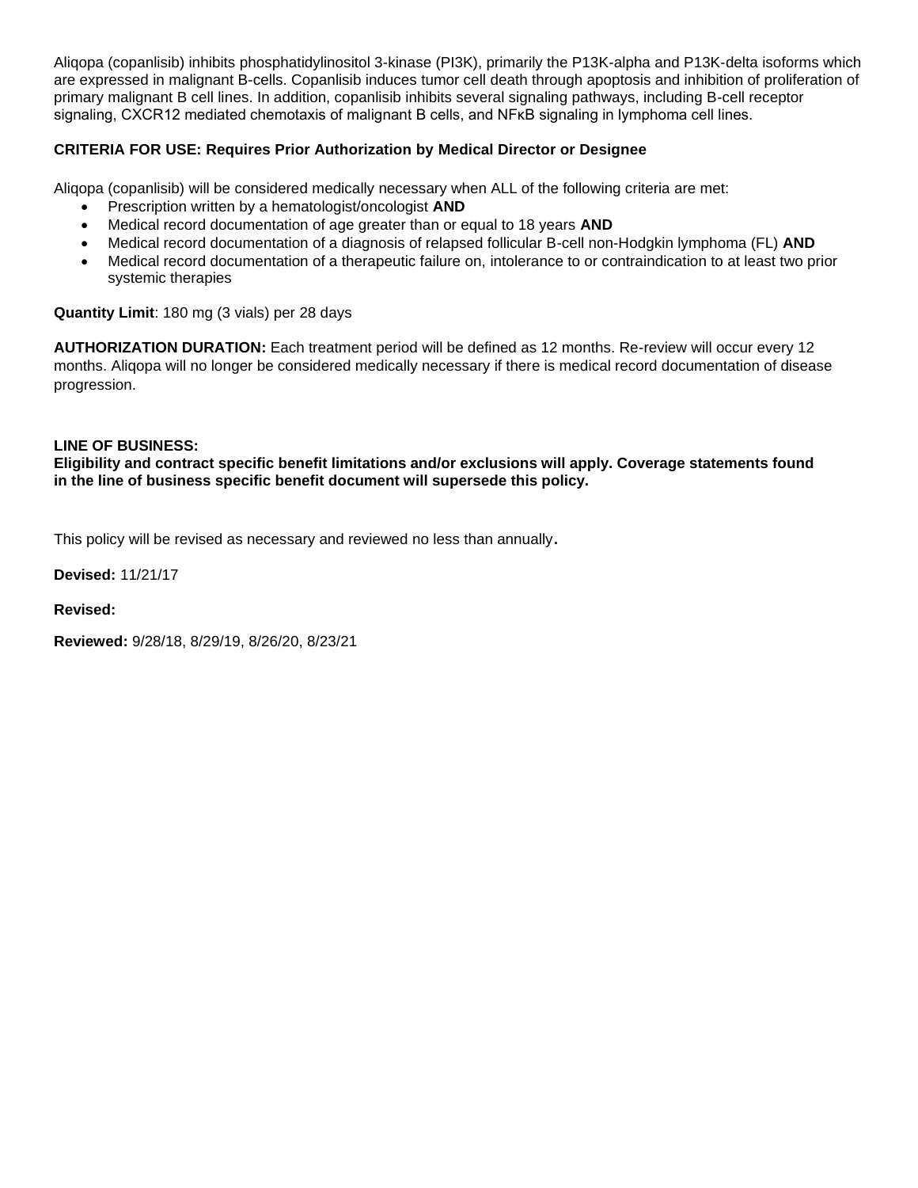Aliqopa (copanlisib) inhibits phosphatidylinositol 3-kinase (PI3K), primarily the P13K-alpha and P13K-delta isoforms which are expressed in malignant B-cells. Copanlisib induces tumor cell death through apoptosis and inhibition of proliferation of primary malignant B cell lines. In addition, copanlisib inhibits several signaling pathways, including B-cell receptor signaling, CXCR12 mediated chemotaxis of malignant B cells, and NFκB signaling in lymphoma cell lines.

**CRITERIA FOR USE: Requires Prior Authorization by Medical Director or Designee**

Aliqopa (copanlisib) will be considered medically necessary when ALL of the following criteria are met:

- Prescription written by a hematologist/oncologist **AND**
- Medical record documentation of age greater than or equal to 18 years **AND**
- Medical record documentation of a diagnosis of relapsed follicular B-cell non-Hodgkin lymphoma (FL) **AND**
- Medical record documentation of a therapeutic failure on, intolerance to or contraindication to at least two prior systemic therapies

**Quantity Limit**: 180 mg (3 vials) per 28 days

**AUTHORIZATION DURATION:** Each treatment period will be defined as 12 months. Re-review will occur every 12 months. Aliqopa will no longer be considered medically necessary if there is medical record documentation of disease progression.

**LINE OF BUSINESS:**
**Eligibility and contract specific benefit limitations and/or exclusions will apply. Coverage statements found in the line of business specific benefit document will supersede this policy.**

This policy will be revised as necessary and reviewed no less than annually.

**Devised:** 11/21/17

**Revised:**

**Reviewed:** 9/28/18, 8/29/19, 8/26/20, 8/23/21